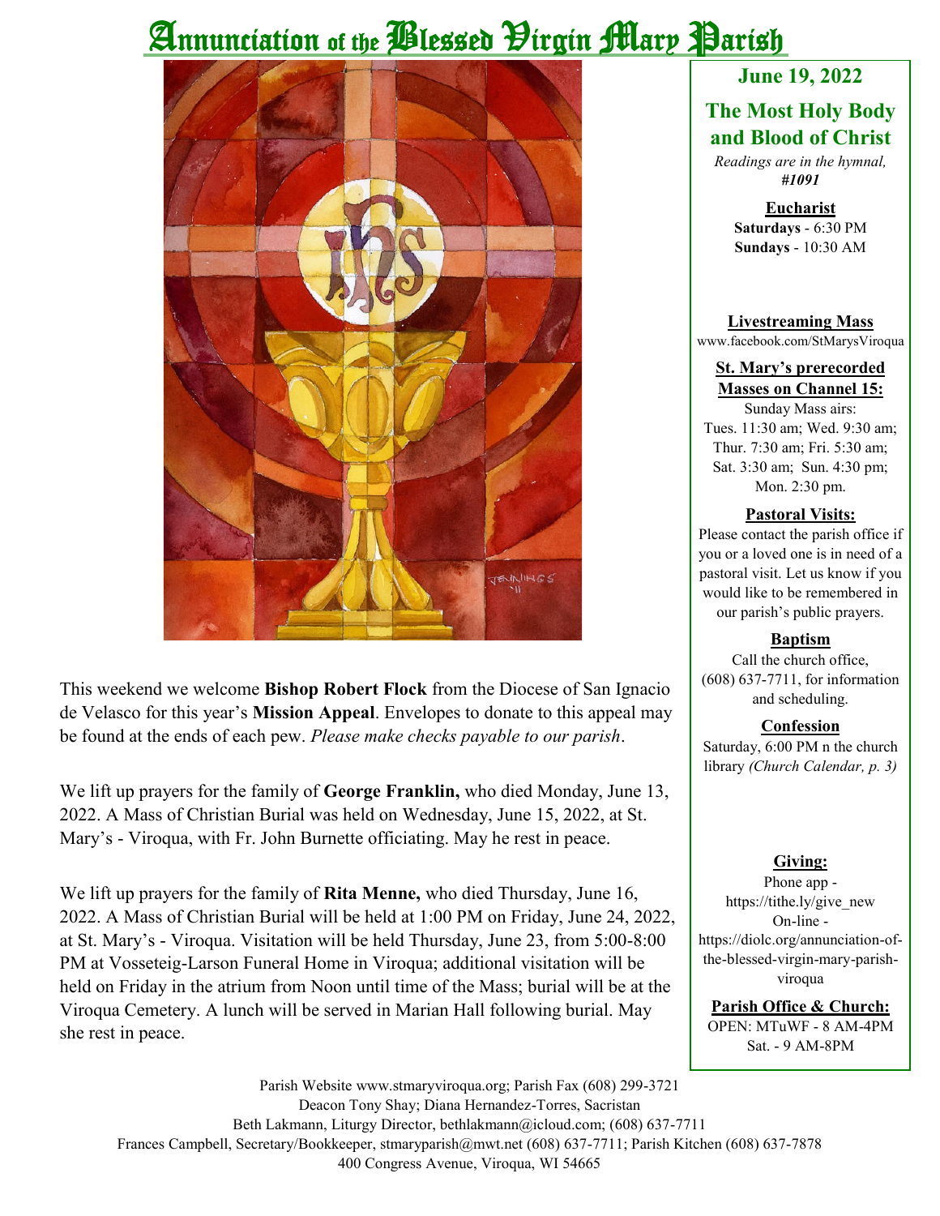# Annunciation of the Blessed Virgin Mary Parish

**June 19, 2022**

## The Most Holy Body and Blood of Christ

*Readings are in the hymnal, #1091*

**Eucharist**
**Saturdays** - 6:30 PM
**Sundays** - 10:30 AM

**Livestreaming Mass**
www.facebook.com/StMarysViroqua

**St. Mary's prerecorded Masses on Channel 15:**
Sunday Mass airs:
Tues. 11:30 am; Wed. 9:30 am; Thur. 7:30 am; Fri. 5:30 am; Sat. 3:30 am; Sun. 4:30 pm; Mon. 2:30 pm.

**Pastoral Visits:**
Please contact the parish office if you or a loved one is in need of a pastoral visit. Let us know if you would like to be remembered in our parish's public prayers.

**Baptism**
Call the church office, (608) 637-7711, for information and scheduling.

**Confession**
Saturday, 6:00 PM n the church library *(Church Calendar, p. 3)*

**Giving:**
Phone app - https://tithe.ly/give_new
On-line - https://diolc.org/annunciation-of-the-blessed-virgin-mary-parish-viroqua

**Parish Office & Church:**
OPEN: MTuWF - 8 AM-4PM
Sat. - 9 AM-8PM

This weekend we welcome **Bishop Robert Flock** from the Diocese of San Ignacio de Velasco for this year's **Mission Appeal**. Envelopes to donate to this appeal may be found at the ends of each pew. *Please make checks payable to our parish*.

We lift up prayers for the family of **George Franklin,** who died Monday, June 13, 2022. A Mass of Christian Burial was held on Wednesday, June 15, 2022, at St. Mary's - Viroqua, with Fr. John Burnette officiating. May he rest in peace.

We lift up prayers for the family of **Rita Menne,** who died Thursday, June 16, 2022. A Mass of Christian Burial will be held at 1:00 PM on Friday, June 24, 2022, at St. Mary's - Viroqua. Visitation will be held Thursday, June 23, from 5:00-8:00 PM at Vosseteig-Larson Funeral Home in Viroqua; additional visitation will be held on Friday in the atrium from Noon until time of the Mass; burial will be at the Viroqua Cemetery. A lunch will be served in Marian Hall following burial. May she rest in peace.

Parish Website www.stmaryviroqua.org; Parish Fax (608) 299-3721
Deacon Tony Shay; Diana Hernandez-Torres, Sacristan
Beth Lakmann, Liturgy Director, bethlakmann@icloud.com; (608) 637-7711
Frances Campbell, Secretary/Bookkeeper, stmaryparish@mwt.net (608) 637-7711; Parish Kitchen (608) 637-7878
400 Congress Avenue, Viroqua, WI 54665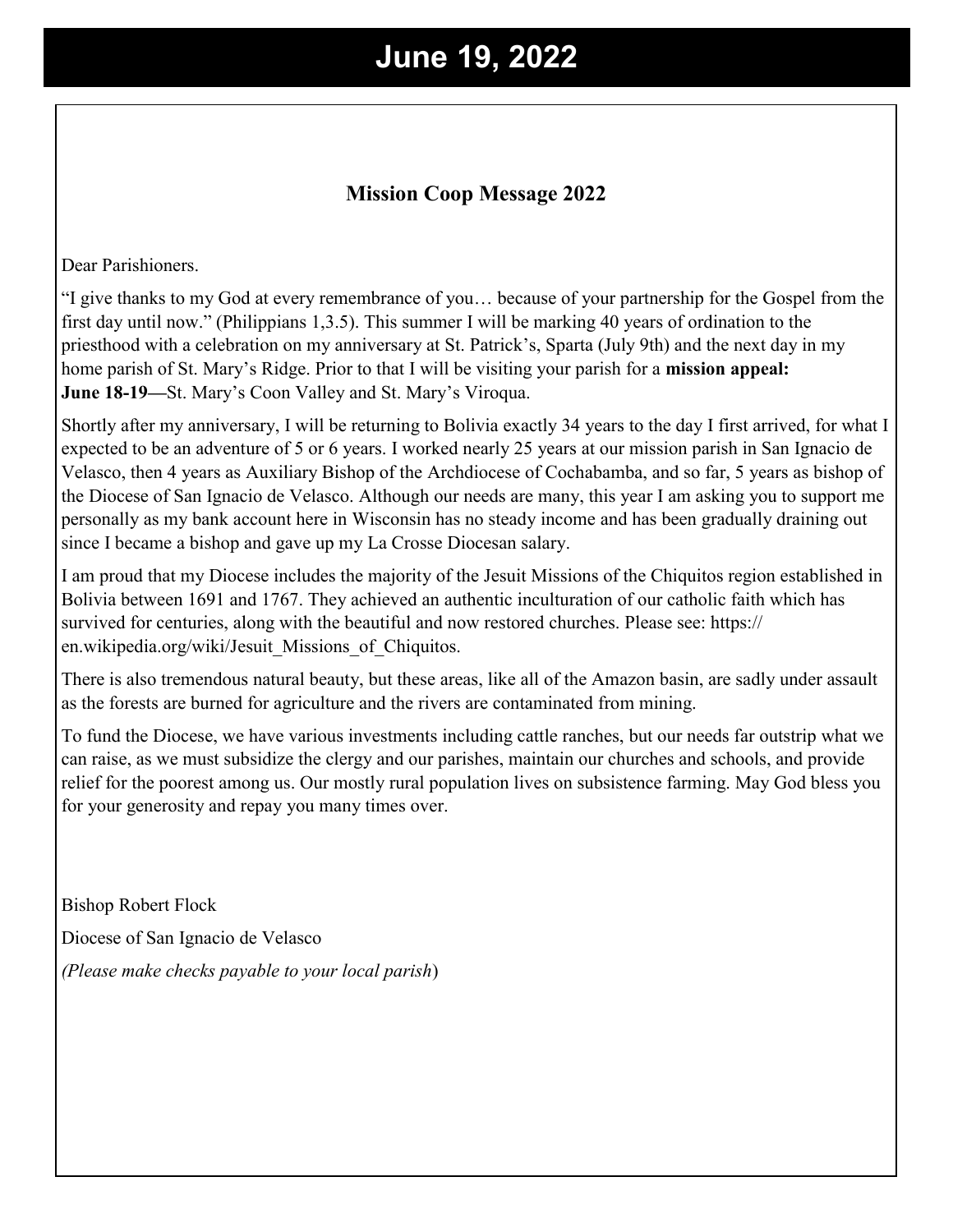# June 19, 2022

## Mission Coop Message 2022

Dear Parishioners.

"I give thanks to my God at every remembrance of you… because of your partnership for the Gospel from the first day until now." (Philippians 1,3.5). This summer I will be marking 40 years of ordination to the priesthood with a celebration on my anniversary at St. Patrick's, Sparta (July 9th) and the next day in my home parish of St. Mary's Ridge. Prior to that I will be visiting your parish for a **mission appeal:**
**June 18-19—**St. Mary's Coon Valley and St. Mary's Viroqua.

Shortly after my anniversary, I will be returning to Bolivia exactly 34 years to the day I first arrived, for what I expected to be an adventure of 5 or 6 years. I worked nearly 25 years at our mission parish in San Ignacio de Velasco, then 4 years as Auxiliary Bishop of the Archdiocese of Cochabamba, and so far, 5 years as bishop of the Diocese of San Ignacio de Velasco. Although our needs are many, this year I am asking you to support me personally as my bank account here in Wisconsin has no steady income and has been gradually draining out since I became a bishop and gave up my La Crosse Diocesan salary.

I am proud that my Diocese includes the majority of the Jesuit Missions of the Chiquitos region established in Bolivia between 1691 and 1767. They achieved an authentic inculturation of our catholic faith which has survived for centuries, along with the beautiful and now restored churches. Please see: https://en.wikipedia.org/wiki/Jesuit_Missions_of_Chiquitos.

There is also tremendous natural beauty, but these areas, like all of the Amazon basin, are sadly under assault as the forests are burned for agriculture and the rivers are contaminated from mining.

To fund the Diocese, we have various investments including cattle ranches, but our needs far outstrip what we can raise, as we must subsidize the clergy and our parishes, maintain our churches and schools, and provide relief for the poorest among us. Our mostly rural population lives on subsistence farming. May God bless you for your generosity and repay you many times over.

Bishop Robert Flock

Diocese of San Ignacio de Velasco

*(Please make checks payable to your local parish*)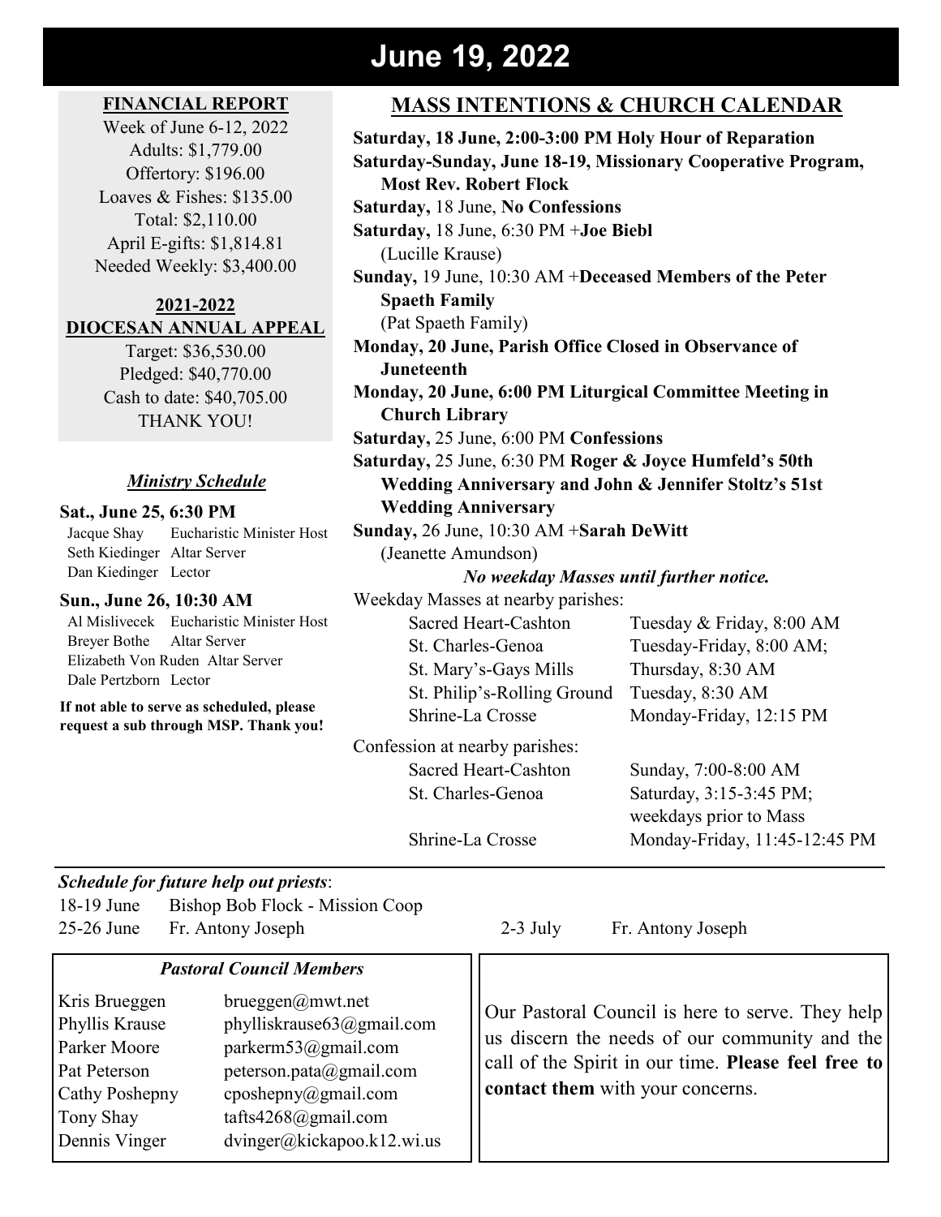# June 19, 2022

## FINANCIAL REPORT

Week of June 6-12, 2022
Adults: $1,779.00
Offertory: $196.00
Loaves & Fishes: $135.00
Total: $2,110.00
April E-gifts: $1,814.81
Needed Weekly: $3,400.00

## 2021-2022 DIOCESAN ANNUAL APPEAL

Target: $36,530.00
Pledged: $40,770.00
Cash to date: $40,705.00
THANK YOU!

### *Ministry Schedule*

**Sat., June 25, 6:30 PM**

| | |
|---|---|
| Jacque Shay | Eucharistic Minister Host |
| Seth Kiedinger | Altar Server |
| Dan Kiedinger | Lector |

**Sun., June 26, 10:30 AM**

| | |
|---|---|
| Al Mislivecek | Eucharistic Minister Host |
| Breyer Bothe | Altar Server |
| Elizabeth Von Ruden | Altar Server |
| Dale Pertzborn | Lector |

**If not able to serve as scheduled, please request a sub through MSP. Thank you!**

## MASS INTENTIONS & CHURCH CALENDAR

**Saturday, 18 June, 2:00-3:00 PM Holy Hour of Reparation**
**Saturday-Sunday, June 18-19, Missionary Cooperative Program, Most Rev. Robert Flock**
**Saturday,** 18 June, **No Confessions**
**Saturday,** 18 June, 6:30 PM +**Joe Biebl** (Lucille Krause)
**Sunday,** 19 June, 10:30 AM +**Deceased Members of the Peter Spaeth Family** (Pat Spaeth Family)
**Monday, 20 June, Parish Office Closed in Observance of Juneteenth**
**Monday, 20 June, 6:00 PM Liturgical Committee Meeting in Church Library**
**Saturday,** 25 June, 6:00 PM **Confessions**
**Saturday,** 25 June, 6:30 PM **Roger & Joyce Humfeld's 50th Wedding Anniversary and John & Jennifer Stoltz's 51st Wedding Anniversary**
**Sunday,** 26 June, 10:30 AM +**Sarah DeWitt** (Jeanette Amundson)

***No weekday Masses until further notice.***

Weekday Masses at nearby parishes:

| | |
|---|---|
| Sacred Heart-Cashton | Tuesday & Friday, 8:00 AM |
| St. Charles-Genoa | Tuesday-Friday, 8:00 AM; |
| St. Mary's-Gays Mills | Thursday, 8:30 AM |
| St. Philip's-Rolling Ground | Tuesday, 8:30 AM |
| Shrine-La Crosse | Monday-Friday, 12:15 PM |

Confession at nearby parishes:

| | |
|---|---|
| Sacred Heart-Cashton | Sunday, 7:00-8:00 AM |
| St. Charles-Genoa | Saturday, 3:15-3:45 PM; weekdays prior to Mass |
| Shrine-La Crosse | Monday-Friday, 11:45-12:45 PM |

*Schedule for future help out priests*:

| | |
|---|---|
| 18-19 June | Bishop Bob Flock - Mission Coop |
| 25-26 June | Fr. Antony Joseph |
| 2-3 July | Fr. Antony Joseph |

### *Pastoral Council Members*

| | |
|---|---|
| Kris Brueggen | brueggen@mwt.net |
| Phyllis Krause | phylliskrause63@gmail.com |
| Parker Moore | parkerm53@gmail.com |
| Pat Peterson | peterson.pata@gmail.com |
| Cathy Poshepny | cposhepny@gmail.com |
| Tony Shay | tafts4268@gmail.com |
| Dennis Vinger | dvinger@kickapoo.k12.wi.us |

Our Pastoral Council is here to serve. They help us discern the needs of our community and the call of the Spirit in our time. **Please feel free to contact them** with your concerns.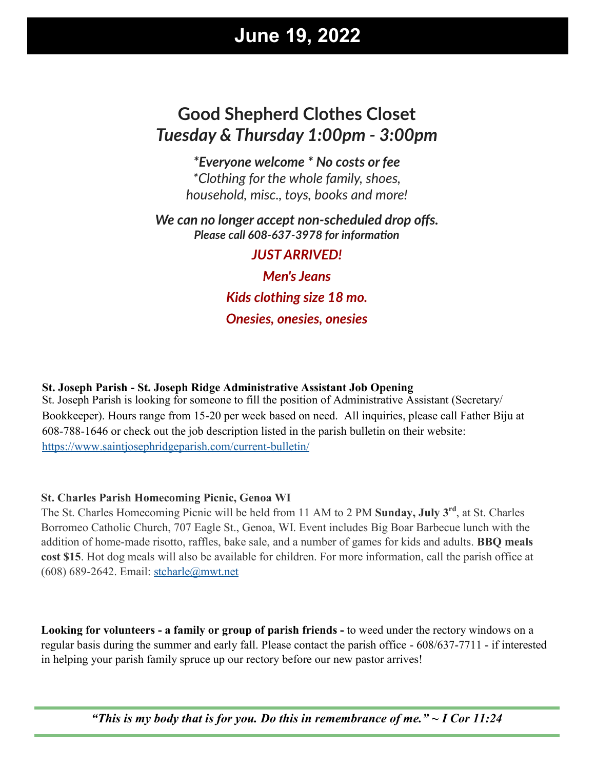# June 19, 2022

## Good Shepherd Clothes Closet

## *Tuesday & Thursday 1:00pm - 3:00pm*

***Everyone welcome * No costs or fee***

**Clothing for the whole family, shoes, household, misc., toys, books and more!*

***We can no longer accept non-scheduled drop offs.***

***Please call 608-637-3978 for information***

***JUST ARRIVED!***

***Men's Jeans***

***Kids clothing size 18 mo.***

***Onesies, onesies, onesies***

**St. Joseph Parish - St. Joseph Ridge Administrative Assistant Job Opening**

St. Joseph Parish is looking for someone to fill the position of Administrative Assistant (Secretary/ Bookkeeper). Hours range from 15-20 per week based on need. All inquiries, please call Father Biju at 608-788-1646 or check out the job description listed in the parish bulletin on their website: https://www.saintjosephridgeparish.com/current-bulletin/

**St. Charles Parish Homecoming Picnic, Genoa WI**

The St. Charles Homecoming Picnic will be held from 11 AM to 2 PM **Sunday, July 3rd**, at St. Charles Borromeo Catholic Church, 707 Eagle St., Genoa, WI. Event includes Big Boar Barbecue lunch with the addition of home-made risotto, raffles, bake sale, and a number of games for kids and adults. **BBQ meals cost $15**. Hot dog meals will also be available for children. For more information, call the parish office at (608) 689-2642. Email: stcharle@mwt.net

**Looking for volunteers - a family or group of parish friends -** to weed under the rectory windows on a regular basis during the summer and early fall. Please contact the parish office - 608/637-7711 - if interested in helping your parish family spruce up our rectory before our new pastor arrives!

***"This is my body that is for you. Do this in remembrance of me." ~ I Cor 11:24***